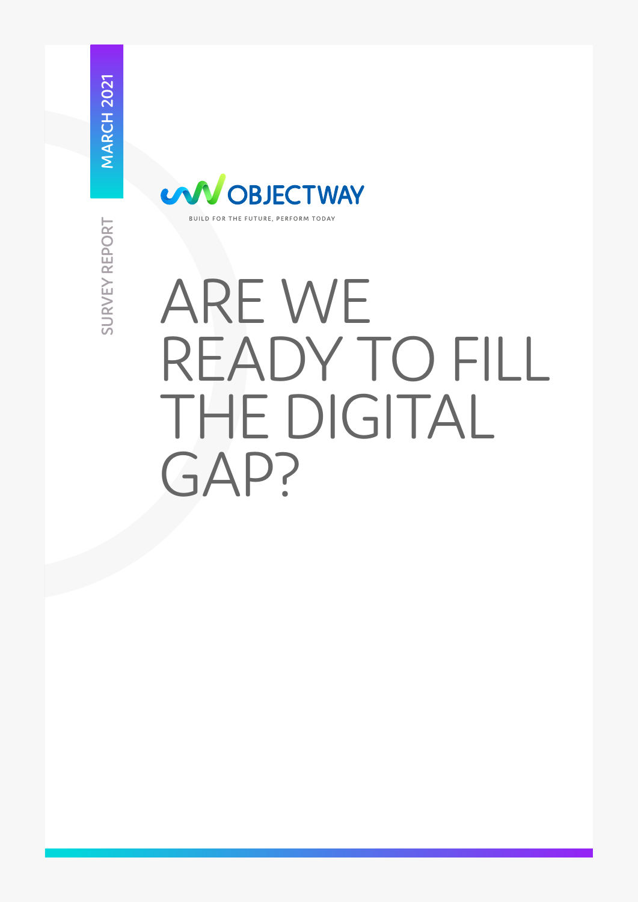MARCH 2021

SURVEY REPORT

OBJECTWAY

BUILD FOR THE FUTURE, PERFORM TODAY

# ARE WE READY TO FILL THE DIGITAL GAP?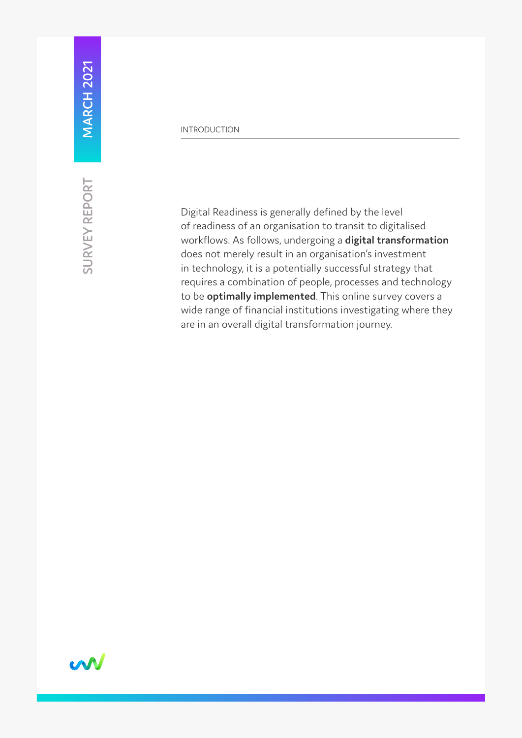## INTRODUCTION

Digital Readiness is generally defined by the level of readiness of an organisation to transit to digitalised workflows. As follows, undergoing a **digital transformation** does not merely result in an organisation's investment in technology, it is a potentially successful strategy that requires a combination of people, processes and technology to be **optimally implemented**. This online survey covers a wide range of financial institutions investigating where they are in an overall digital transformation journey.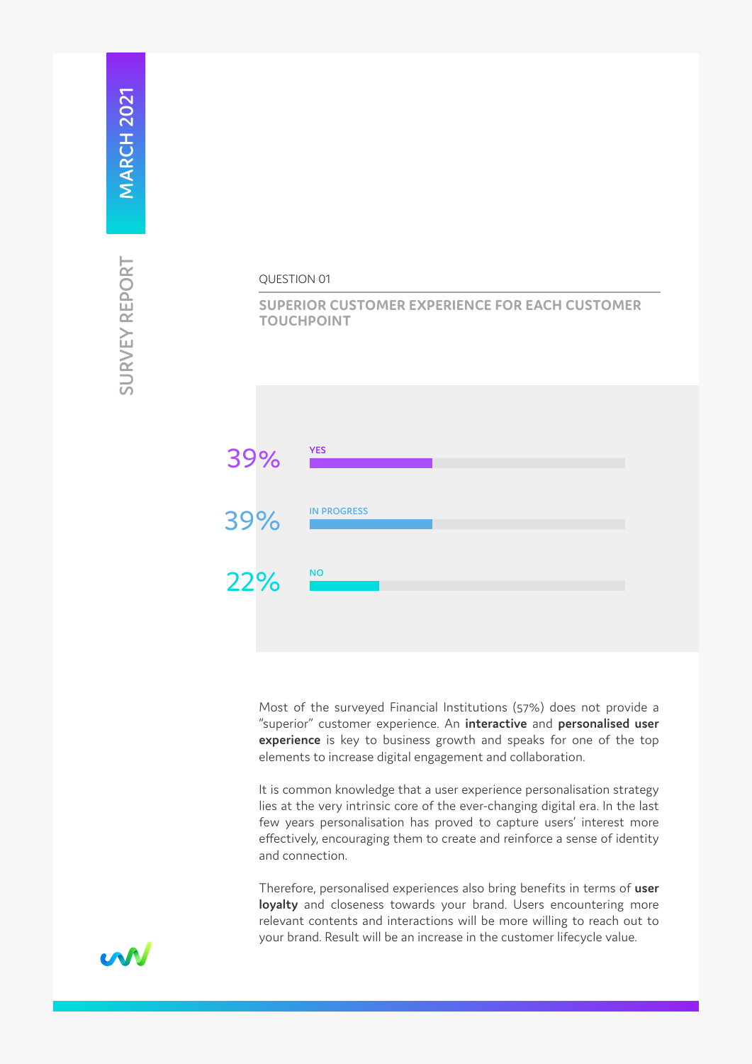QUESTION 01

## SUPERIOR CUSTOMER EXPERIENCE FOR EACH CUSTOMER TOUCHPOINT

| Answer | Percentage |
|---|---|
| YES | 39% |
| IN PROGRESS | 39% |
| NO | 22% |

Most of the surveyed Financial Institutions (57%) does not provide a "superior" customer experience. An **interactive** and **personalised user experience** is key to business growth and speaks for one of the top elements to increase digital engagement and collaboration.

It is common knowledge that a user experience personalisation strategy lies at the very intrinsic core of the ever-changing digital era. In the last few years personalisation has proved to capture users' interest more effectively, encouraging them to create and reinforce a sense of identity and connection.

Therefore, personalised experiences also bring benefits in terms of **user loyalty** and closeness towards your brand. Users encountering more relevant contents and interactions will be more willing to reach out to your brand. Result will be an increase in the customer lifecycle value.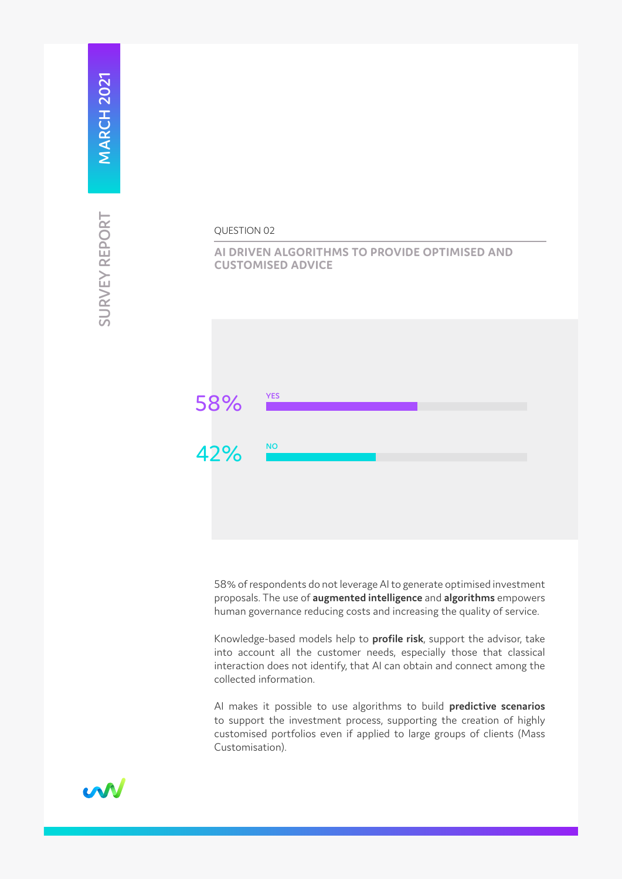QUESTION 02

## AI DRIVEN ALGORITHMS TO PROVIDE OPTIMISED AND CUSTOMISED ADVICE

| Answer | Percentage |
| --- | --- |
| YES | 58% |
| NO | 42% |

58% of respondents do not leverage AI to generate optimised investment proposals. The use of **augmented intelligence** and **algorithms** empowers human governance reducing costs and increasing the quality of service.

Knowledge-based models help to **profile risk**, support the advisor, take into account all the customer needs, especially those that classical interaction does not identify, that AI can obtain and connect among the collected information.

AI makes it possible to use algorithms to build **predictive scenarios** to support the investment process, supporting the creation of highly customised portfolios even if applied to large groups of clients (Mass Customisation).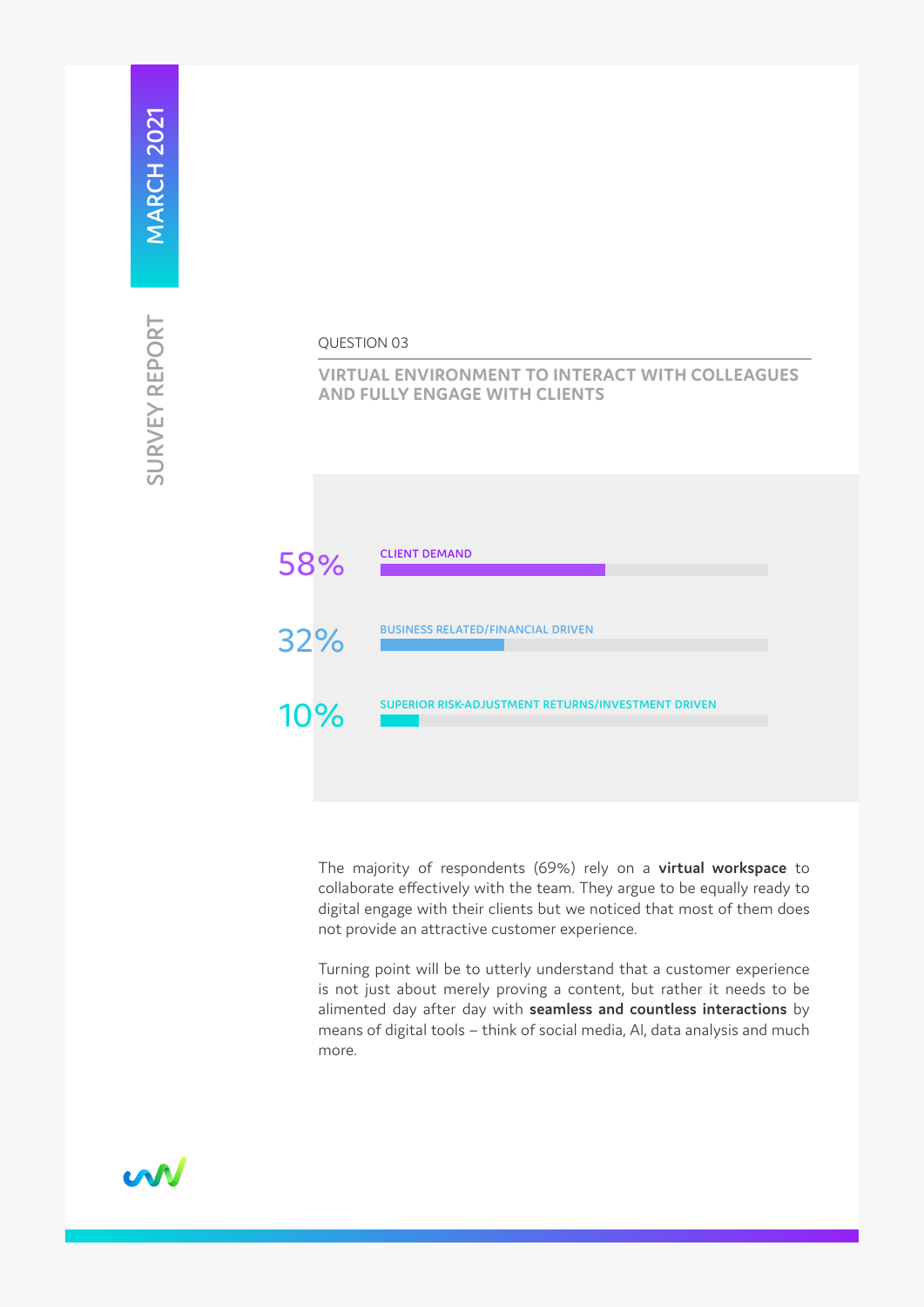QUESTION 03

## VIRTUAL ENVIRONMENT TO INTERACT WITH COLLEAGUES AND FULLY ENGAGE WITH CLIENTS

| Percentage | Category |
| --- | --- |
| 58% | CLIENT DEMAND |
| 32% | BUSINESS RELATED/FINANCIAL DRIVEN |
| 10% | SUPERIOR RISK-ADJUSTMENT RETURNS/INVESTMENT DRIVEN |

The majority of respondents (69%) rely on a **virtual workspace** to collaborate effectively with the team. They argue to be equally ready to digital engage with their clients but we noticed that most of them does not provide an attractive customer experience.

Turning point will be to utterly understand that a customer experience is not just about merely proving a content, but rather it needs to be alimented day after day with **seamless and countless interactions** by means of digital tools – think of social media, AI, data analysis and much more.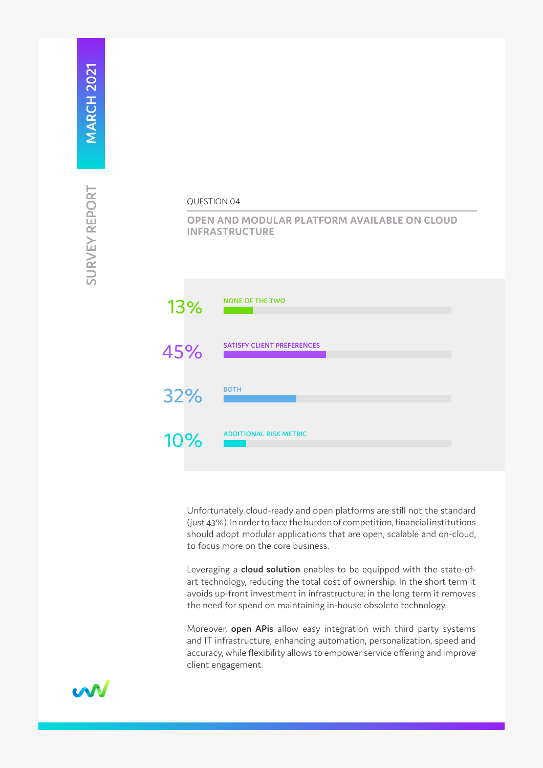QUESTION 04

## OPEN AND MODULAR PLATFORM AVAILABLE ON CLOUD INFRASTRUCTURE

| Percentage | Answer |
| --- | --- |
| 13% | NONE OF THE TWO |
| 45% | SATISFY CLIENT PREFERENCES |
| 32% | BOTH |
| 10% | ADDITIONAL RISK METRIC |

Unfortunately cloud-ready and open platforms are still not the standard (just 43%). In order to face the burden of competition, financial institutions should adopt modular applications that are open, scalable and on-cloud, to focus more on the core business.

Leveraging a **cloud solution** enables to be equipped with the state-of-art technology, reducing the total cost of ownership. In the short term it avoids up-front investment in infrastructure; in the long term it removes the need for spend on maintaining in-house obsolete technology.

Moreover, **open APIs** allow easy integration with third party systems and IT infrastructure, enhancing automation, personalization, speed and accuracy, while flexibility allows to empower service offering and improve client engagement.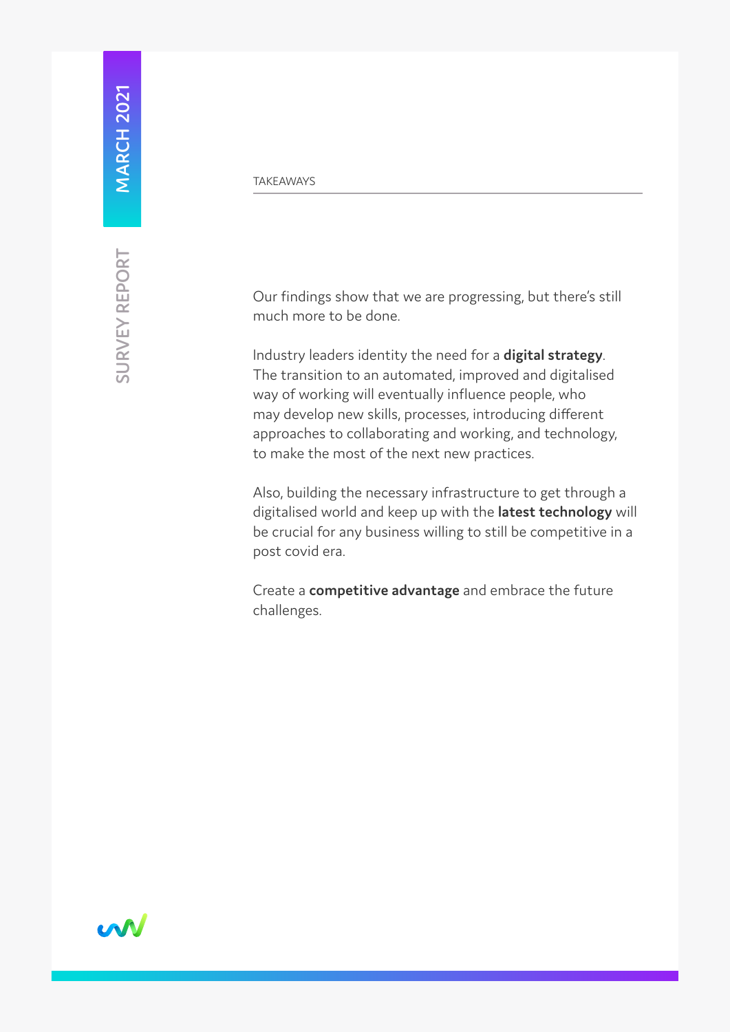## TAKEAWAYS

Our findings show that we are progressing, but there's still much more to be done.

Industry leaders identity the need for a **digital strategy**. The transition to an automated, improved and digitalised way of working will eventually influence people, who may develop new skills, processes, introducing different approaches to collaborating and working, and technology, to make the most of the next new practices.

Also, building the necessary infrastructure to get through a digitalised world and keep up with the **latest technology** will be crucial for any business willing to still be competitive in a post covid era.

Create a **competitive advantage** and embrace the future challenges.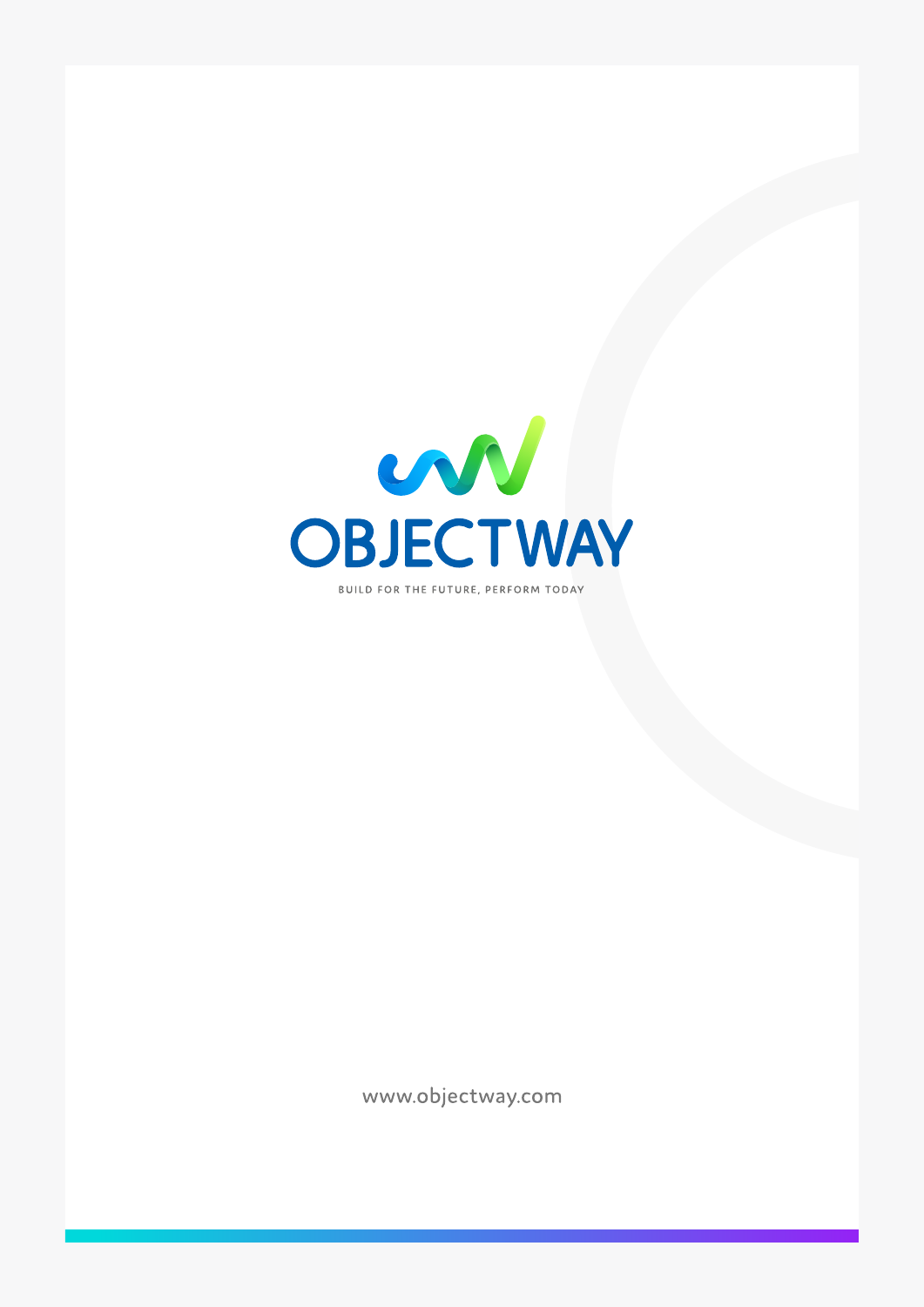OBJECTWAY

BUILD FOR THE FUTURE, PERFORM TODAY

www.objectway.com